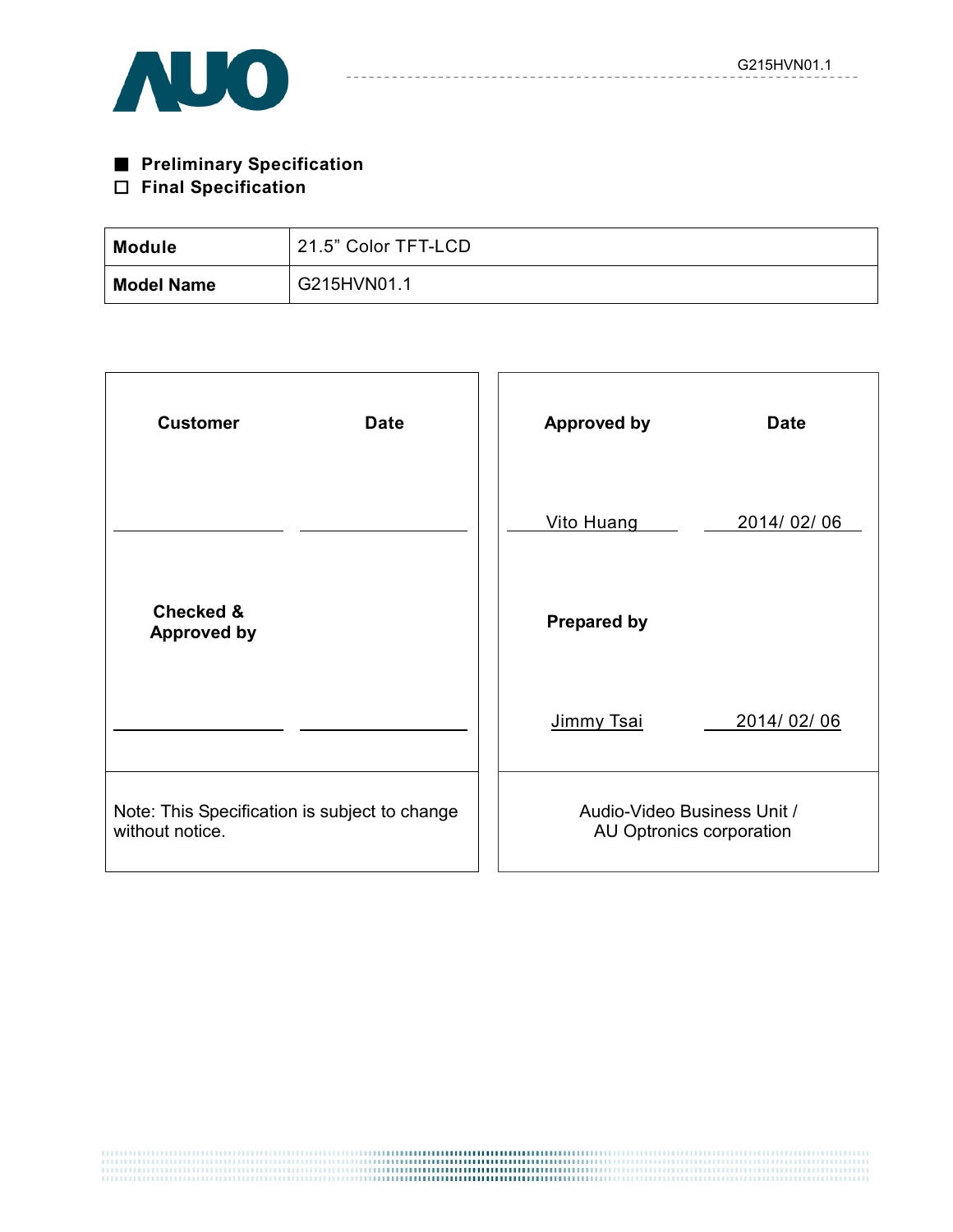■ **Preliminary Specification**

□ **Final Specification**

| **Module** | 21.5" Color TFT-LCD |
|---|---|
| **Model Name** | G215HVN01.1 |

| **Customer** | **Date** | **Approved by** | **Date** |
|---|---|---|---|
| | | Vito Huang | 2014/ 02/ 06 |
| **Checked & Approved by** | | **Prepared by** | |
| | | Jimmy Tsai | 2014/ 02/ 06 |
| Note: This Specification is subject to change without notice. | | Audio-Video Business Unit / AU Optronics corporation | |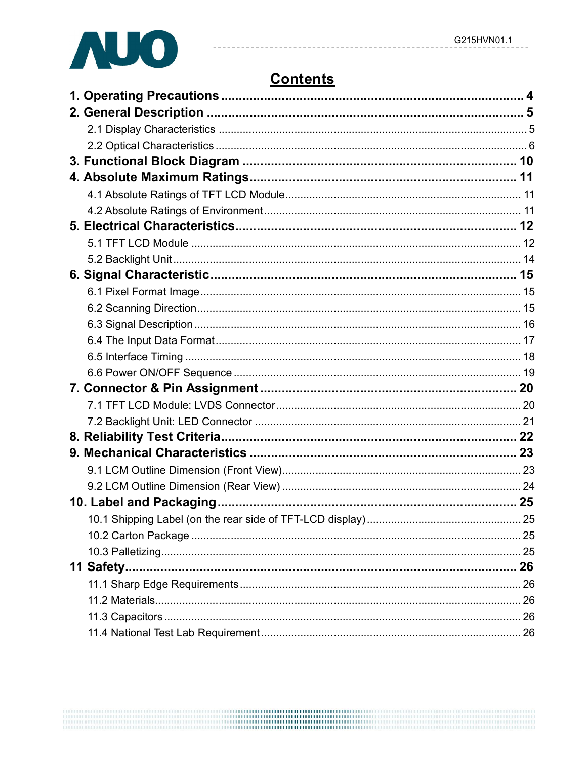# Contents

**1. Operating Precautions .................................................................................... 4**

**2. General Description ........................................................................................ 5**

2.1 Display Characteristics .................................................................................. 5

2.2 Optical Characteristics .................................................................................... 6

**3. Functional Block Diagram ............................................................................. 10**

**4. Absolute Maximum Ratings.......................................................................... 11**

4.1 Absolute Ratings of TFT LCD Module........................................................... 11

4.2 Absolute Ratings of Environment ................................................................... 11

**5. Electrical Characteristics............................................................................... 12**

5.1 TFT LCD Module ........................................................................................... 12

5.2 Backlight Unit ................................................................................................. 14

**6. Signal Characteristic...................................................................................... 15**

6.1 Pixel Format Image ........................................................................................ 15

6.2 Scanning Direction.......................................................................................... 15

6.3 Signal Description ........................................................................................... 16

6.4 The Input Data Format.................................................................................... 17

6.5 Interface Timing .............................................................................................. 18

6.6 Power ON/OFF Sequence ............................................................................... 19

**7. Connector & Pin Assignment ........................................................................ 20**

7.1 TFT LCD Module: LVDS Connector................................................................. 20

7.2 Backlight Unit: LED Connector ........................................................................ 21

**8. Reliability Test Criteria................................................................................... 22**

**9. Mechanical Characteristics ........................................................................... 23**

9.1 LCM Outline Dimension (Front View)............................................................... 23

9.2 LCM Outline Dimension (Rear View) ............................................................... 24

**10. Label and Packaging..................................................................................... 25**

10.1 Shipping Label (on the rear side of TFT-LCD display)................................... 25

10.2 Carton Package ............................................................................................ 25

10.3 Palletizing...................................................................................................... 25

**11 Safety.............................................................................................................. 26**

11.1 Sharp Edge Requirements............................................................................. 26

11.2 Materials......................................................................................................... 26

11.3 Capacitors ..................................................................................................... 26

11.4 National Test Lab Requirement...................................................................... 26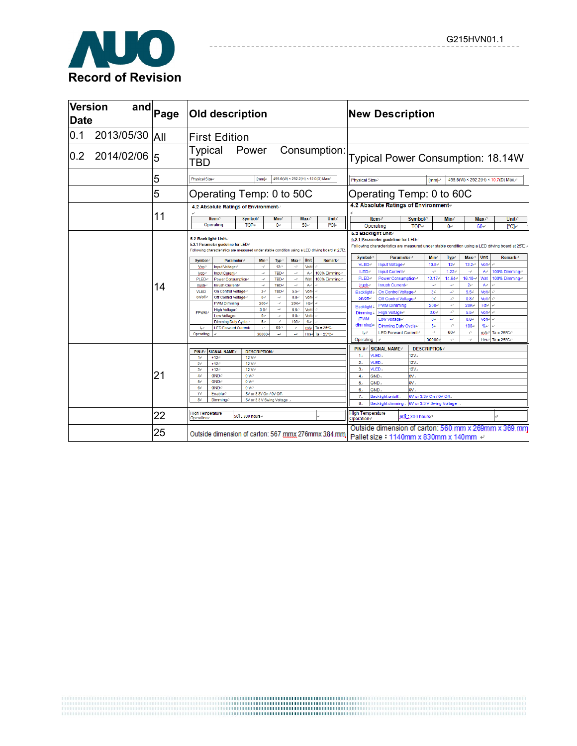# Record of Revision

| Version and Date | Page | Old description | New Description |
|---|---|---|---|
| 0.1 2013/05/30 | All | First Edition | |
| 0.2 2014/02/06 | 5 | Typical Power Consumption: TBD | Typical Power Consumption: 18.14W |
| | 5 | Physical Size [mm] 495.6(W) × 292.2(H) × 12.0(D) Max | Physical Size [mm] 495.6(W) × 292.2(H) × 10.7(D) Max. |
| | 5 | Operating Temp: 0 to 50C | Operating Temp: 0 to 60C |
| | 11 | **4.2 Absolute Ratings of Environment**<br>Item / Symbol / Min / Max / Unit<br>Operating / TOP / 0 / 50 / [°C] | **4.2 Absolute Ratings of Environment**<br>Item / Symbol / Min / Max / Unit<br>Operating / TOP / 0 / 60 / [°C] |
| | 14 | **5.2 Backlight Unit**<br>5.2.1 Parameter guideline for LED<br>Following characteristics are measured under stable condition using a LED driving board at 25℃<br>Symbol / Parameter / Min / Typ / Max / Unit / Remark<br>Vcc / Input Voltage / - / 12 / - / Volt /<br>Icc / Input Current / - / TBD / - / A / 100% Dimming<br>PLED / Power Consumption / - / TBD / - / Watt / 100% Dimming<br>Irush / Inrush Current / - / TBD / - / A /<br>VLED on/off / On Control Voltage / 3 / TBD / 5.5 / Volt /<br>VLED on/off / Off Control Voltage / 0 / - / 0.8 / Volt /<br>FPWM / PWM Dimming / 200 / - / 20K / Hz /<br>FPWM / High Voltage / 3.0 / - / 5.5 / Volt /<br>FPWM / Low Voltage / 0 / - / 0.8 / Volt /<br>FPWM / Dimming Duty Cycle / 5 / - / 100 / % /<br>IF / LED Forward Current / - / 60 / - / mA / Ta = 25°C<br>Operating / / 30000 / - / - / Hrs / Ta = 25°C | **5.2 Backlight Unit**<br>5.2.1 Parameter guideline for LED<br>Following characteristics are measured under stable condition using a LED driving board at 25℃<br>Symbol / Parameter / Min / Typ / Max / Unit / Remark<br>VLED / Input Voltage / 10.8 / 12 / 13.2 / Volt /<br>ILED / Input Current / - / 1.22 / - / A / 100% Dimming<br>PLED / Power Consumption / 13.17 / 14.64 / 16.10 / Watt / 100% Dimming<br>Irush / Inrush Current / - / - / 2 / A /<br>Backlight on/off / On Control Voltage / 3 / - / 5.5 / Volt /<br>Backlight on/off / Off Control Voltage / 0 / - / 0.8 / Volt /<br>Backlight Dimming (PWM dimming) / PWM Dimming / 200 / - / 20K / Hz /<br>Backlight Dimming (PWM dimming) / High Voltage / 3.0 / - / 5.5 / Volt /<br>Backlight Dimming (PWM dimming) / Low Voltage / 0 / - / 0.8 / Volt /<br>Backlight Dimming (PWM dimming) / Dimming Duty Cycle / 5 / - / 100 / % /<br>IF / LED Forward Current / - / 60 / - / mA / Ta = 25°C<br>Operating / / 30000 / - / - / Hrs / Ta = 25°C |
| | 21 | PIN # / SIGNAL NAME / DESCRIPTION<br>1 / +12 / 12 V<br>2 / +12 / 12 V<br>3 / +12 / 12 V<br>4 / GND / 0 V<br>5 / GND / 0 V<br>6 / GND / 0 V<br>7 / Enable / 5V or 3.3V On / 0V Off<br>8 / Dimming / 5V or 3.3 V Swing Voltage | PIN # / SIGNAL NAME / DESCRIPTION<br>1 / VLED / 12V<br>2 / VLED / 12V<br>3 / VLED / 12V<br>4 / GND / 0V<br>5 / GND / 0V<br>6 / GND / 0V<br>7 / Backlight on/off / 5V or 3.3V On / 0V Off<br>8 / Backlight dimming / 5V or 3.3 V Swing Voltage |
| | 22 | High Temperature Operation / 50℃,300 hours | High Temperature Operation / 60℃,300 hours |
| | 25 | Outside dimension of carton: 567 mmx 276mmx 384 mm | Outside dimension of carton: 560 mm x 269mm x 369 mm<br>Pallet size : 1140mm x 830mm x 140mm |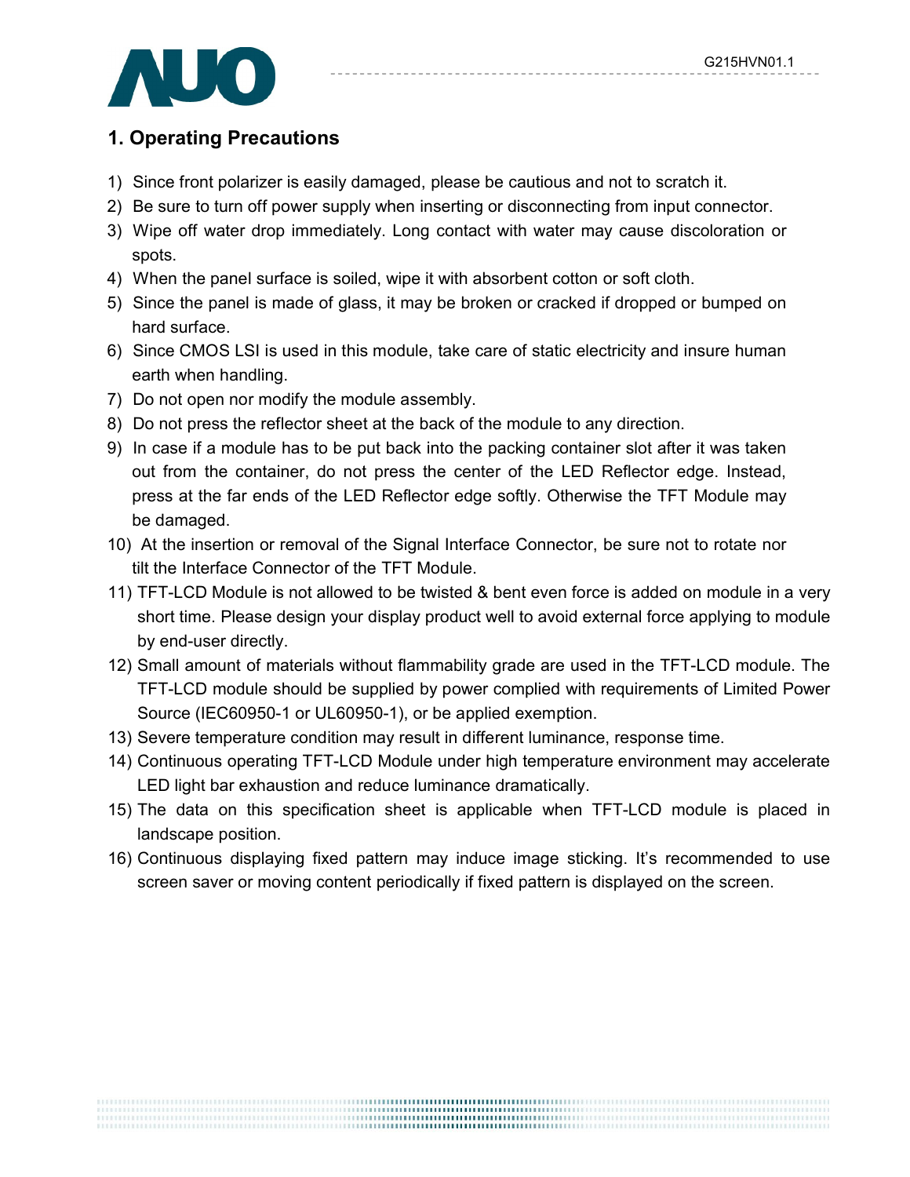# 1. Operating Precautions

1) Since front polarizer is easily damaged, please be cautious and not to scratch it.
2) Be sure to turn off power supply when inserting or disconnecting from input connector.
3) Wipe off water drop immediately. Long contact with water may cause discoloration or spots.
4) When the panel surface is soiled, wipe it with absorbent cotton or soft cloth.
5) Since the panel is made of glass, it may be broken or cracked if dropped or bumped on hard surface.
6) Since CMOS LSI is used in this module, take care of static electricity and insure human earth when handling.
7) Do not open nor modify the module assembly.
8) Do not press the reflector sheet at the back of the module to any direction.
9) In case if a module has to be put back into the packing container slot after it was taken out from the container, do not press the center of the LED Reflector edge. Instead, press at the far ends of the LED Reflector edge softly. Otherwise the TFT Module may be damaged.
10) At the insertion or removal of the Signal Interface Connector, be sure not to rotate nor tilt the Interface Connector of the TFT Module.
11) TFT-LCD Module is not allowed to be twisted & bent even force is added on module in a very short time. Please design your display product well to avoid external force applying to module by end-user directly.
12) Small amount of materials without flammability grade are used in the TFT-LCD module. The TFT-LCD module should be supplied by power complied with requirements of Limited Power Source (IEC60950-1 or UL60950-1), or be applied exemption.
13) Severe temperature condition may result in different luminance, response time.
14) Continuous operating TFT-LCD Module under high temperature environment may accelerate LED light bar exhaustion and reduce luminance dramatically.
15) The data on this specification sheet is applicable when TFT-LCD module is placed in landscape position.
16) Continuous displaying fixed pattern may induce image sticking. It's recommended to use screen saver or moving content periodically if fixed pattern is displayed on the screen.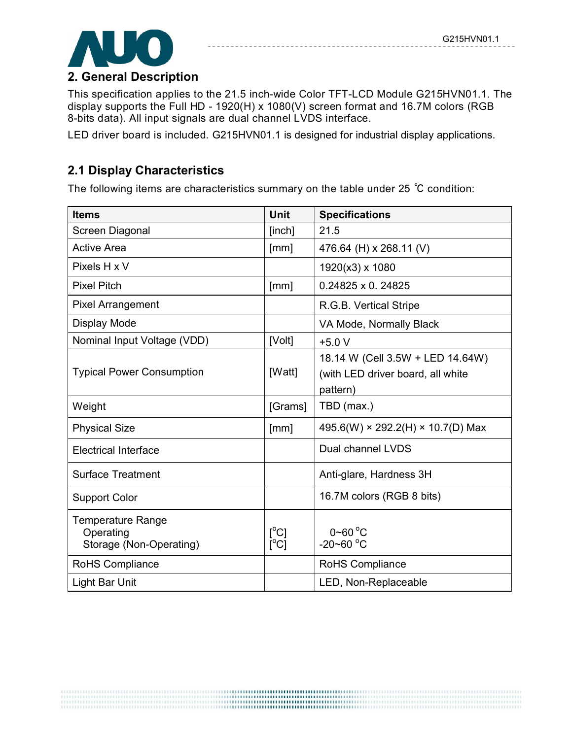## 2. General Description

This specification applies to the 21.5 inch-wide Color TFT-LCD Module G215HVN01.1. The display supports the Full HD - 1920(H) x 1080(V) screen format and 16.7M colors (RGB 8-bits data). All input signals are dual channel LVDS interface.

LED driver board is included. G215HVN01.1 is designed for industrial display applications.

### 2.1 Display Characteristics

The following items are characteristics summary on the table under 25 ℃ condition:

| Items | Unit | Specifications |
|---|---|---|
| Screen Diagonal | [inch] | 21.5 |
| Active Area | [mm] | 476.64 (H) x 268.11 (V) |
| Pixels H x V | | 1920(x3) x 1080 |
| Pixel Pitch | [mm] | 0.24825 x 0. 24825 |
| Pixel Arrangement | | R.G.B. Vertical Stripe |
| Display Mode | | VA Mode, Normally Black |
| Nominal Input Voltage (VDD) | [Volt] | +5.0 V |
| Typical Power Consumption | [Watt] | 18.14 W (Cell 3.5W + LED 14.64W) (with LED driver board, all white pattern) |
| Weight | [Grams] | TBD (max.) |
| Physical Size | [mm] | 495.6(W) × 292.2(H) × 10.7(D) Max |
| Electrical Interface | | Dual channel LVDS |
| Surface Treatment | | Anti-glare, Hardness 3H |
| Support Color | | 16.7M colors (RGB 8 bits) |
| Temperature Range<br>Operating<br>Storage (Non-Operating) | <br>[°C]<br>[°C] | <br>0~60 °C<br>-20~60 °C |
| RoHS Compliance | | RoHS Compliance |
| Light Bar Unit | | LED, Non-Replaceable |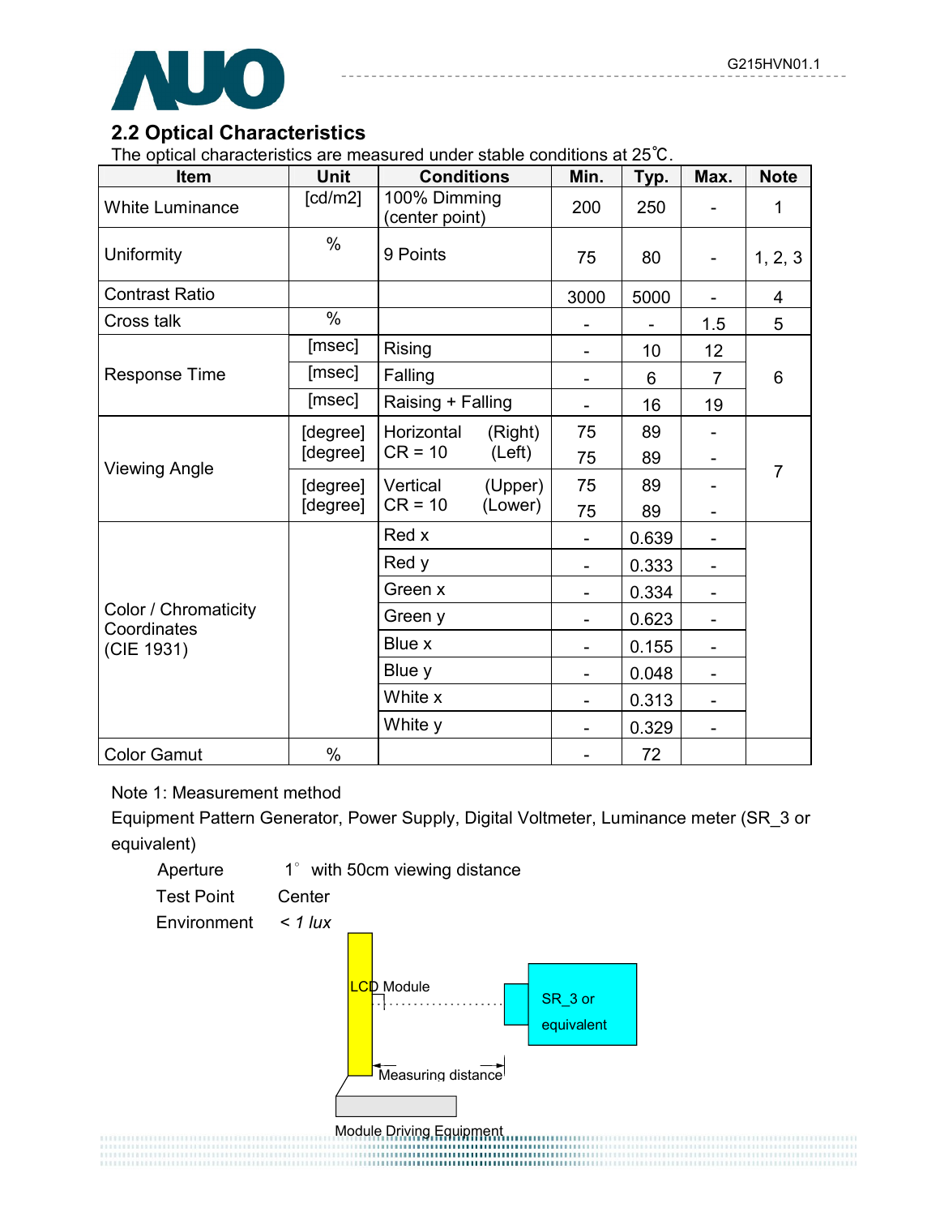## 2.2 Optical Characteristics

The optical characteristics are measured under stable conditions at 25℃.

| Item | Unit | Conditions | Min. | Typ. | Max. | Note |
|---|---|---|---|---|---|---|
| White Luminance | [cd/m2] | 100% Dimming (center point) | 200 | 250 | - | 1 |
| Uniformity | % | 9 Points | 75 | 80 | - | 1, 2, 3 |
| Contrast Ratio | | | 3000 | 5000 | - | 4 |
| Cross talk | % | | - | - | 1.5 | 5 |
| Response Time | [msec] | Rising | - | 10 | 12 | 6 |
| | [msec] | Falling | - | 6 | 7 | |
| | [msec] | Raising + Falling | - | 16 | 19 | |
| Viewing Angle | [degree] | Horizontal CR = 10 (Right) | 75 | 89 | - | 7 |
| | [degree] | Horizontal CR = 10 (Left) | 75 | 89 | - | |
| | [degree] | Vertical CR = 10 (Upper) | 75 | 89 | - | |
| | [degree] | Vertical CR = 10 (Lower) | 75 | 89 | - | |
| Color / Chromaticity Coordinates (CIE 1931) | | Red x | - | 0.639 | - | |
| | | Red y | - | 0.333 | - | |
| | | Green x | - | 0.334 | - | |
| | | Green y | - | 0.623 | - | |
| | | Blue x | - | 0.155 | - | |
| | | Blue y | - | 0.048 | - | |
| | | White x | - | 0.313 | - | |
| | | White y | - | 0.329 | - | |
| Color Gamut | % | | - | 72 | | |

Note 1: Measurement method

Equipment Pattern Generator, Power Supply, Digital Voltmeter, Luminance meter (SR_3 or equivalent)

Aperture 1° with 50cm viewing distance

Test Point Center

Environment *< 1 lux*

LCD Module

SR_3 or equivalent

Measuring distance

Module Driving Equipment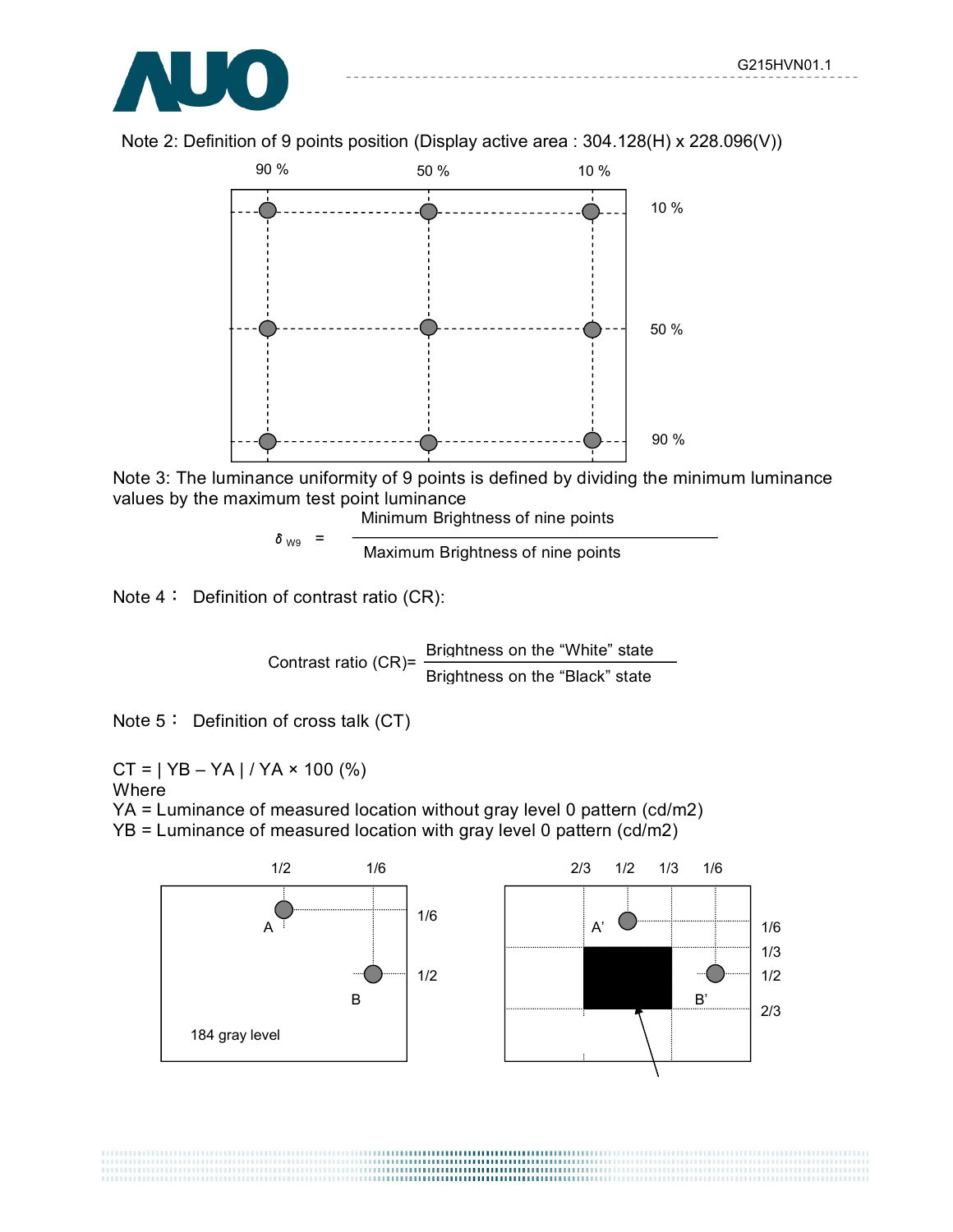Note 2: Definition of 9 points position (Display active area : 304.128(H) x 228.096(V))

90 %   50 %   10 %

10 %

50 %

90 %

Note 3: The luminance uniformity of 9 points is defined by dividing the minimum luminance values by the maximum test point luminance

$$\delta_{W9} = \frac{\text{Minimum Brightness of nine points}}{\text{Maximum Brightness of nine points}}$$

Note 4： Definition of contrast ratio (CR):

$$\text{Contrast ratio (CR)} = \frac{\text{Brightness on the “White” state}}{\text{Brightness on the “Black” state}}$$

Note 5： Definition of cross talk (CT)

CT = | YB – YA | / YA × 100 (%)

Where

YA = Luminance of measured location without gray level 0 pattern (cd/m2)

YB = Luminance of measured location with gray level 0 pattern (cd/m2)

1/2   1/6

A

1/6

B

1/2

184 gray level

2/3   1/2   1/3   1/6

A'

1/6

1/3

B'

1/2

2/3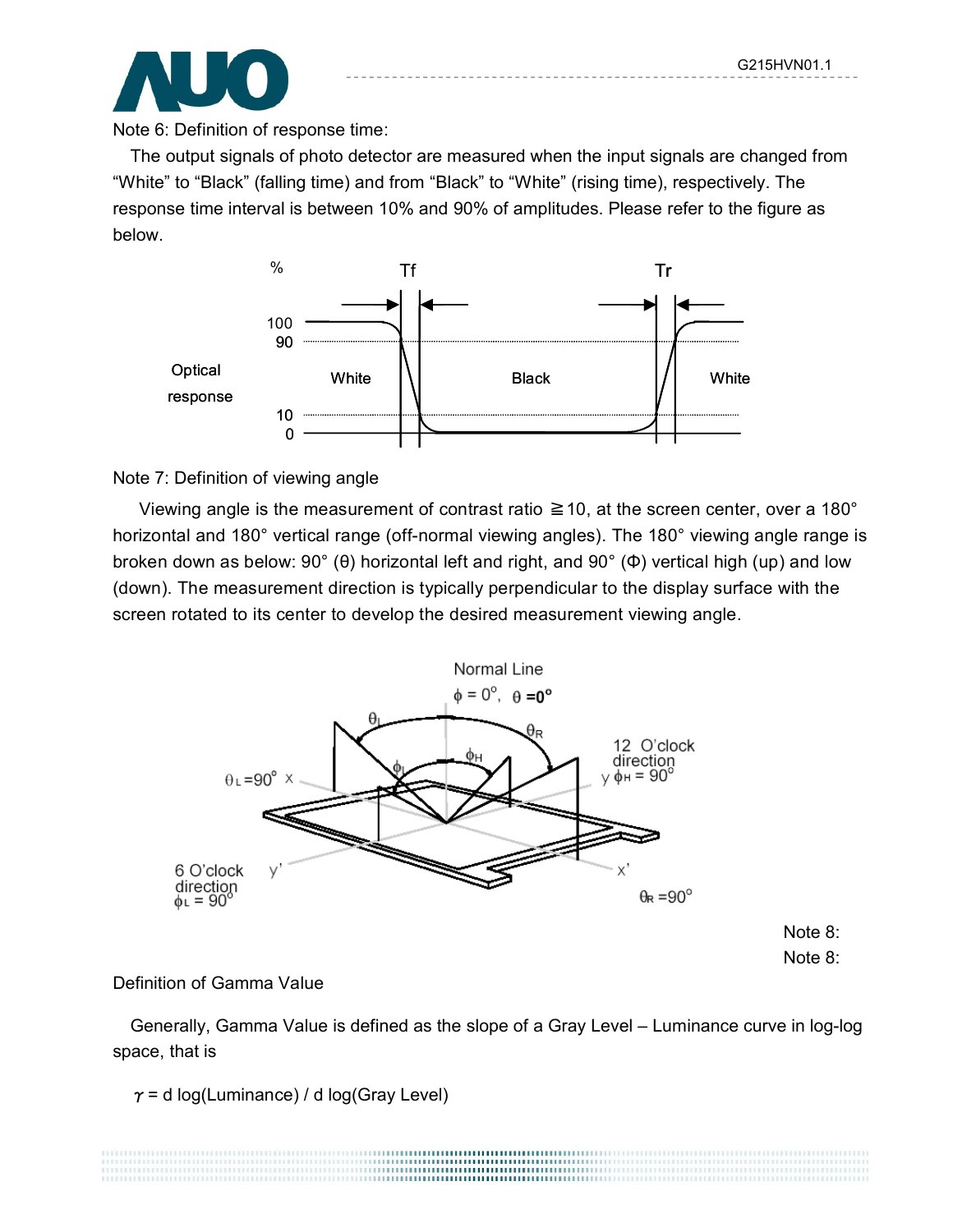Note 6: Definition of response time:

The output signals of photo detector are measured when the input signals are changed from “White” to “Black” (falling time) and from “Black” to “White” (rising time), respectively. The response time interval is between 10% and 90% of amplitudes. Please refer to the figure as below.

Note 7: Definition of viewing angle

Viewing angle is the measurement of contrast ratio ≧10, at the screen center, over a 180° horizontal and 180° vertical range (off-normal viewing angles). The 180° viewing angle range is broken down as below: 90° (θ) horizontal left and right, and 90° (Φ) vertical high (up) and low (down). The measurement direction is typically perpendicular to the display surface with the screen rotated to its center to develop the desired measurement viewing angle.

Note 8:

Note 8:

Definition of Gamma Value

Generally, Gamma Value is defined as the slope of a Gray Level – Luminance curve in log-log space, that is

$\gamma$ = d log(Luminance) / d log(Gray Level)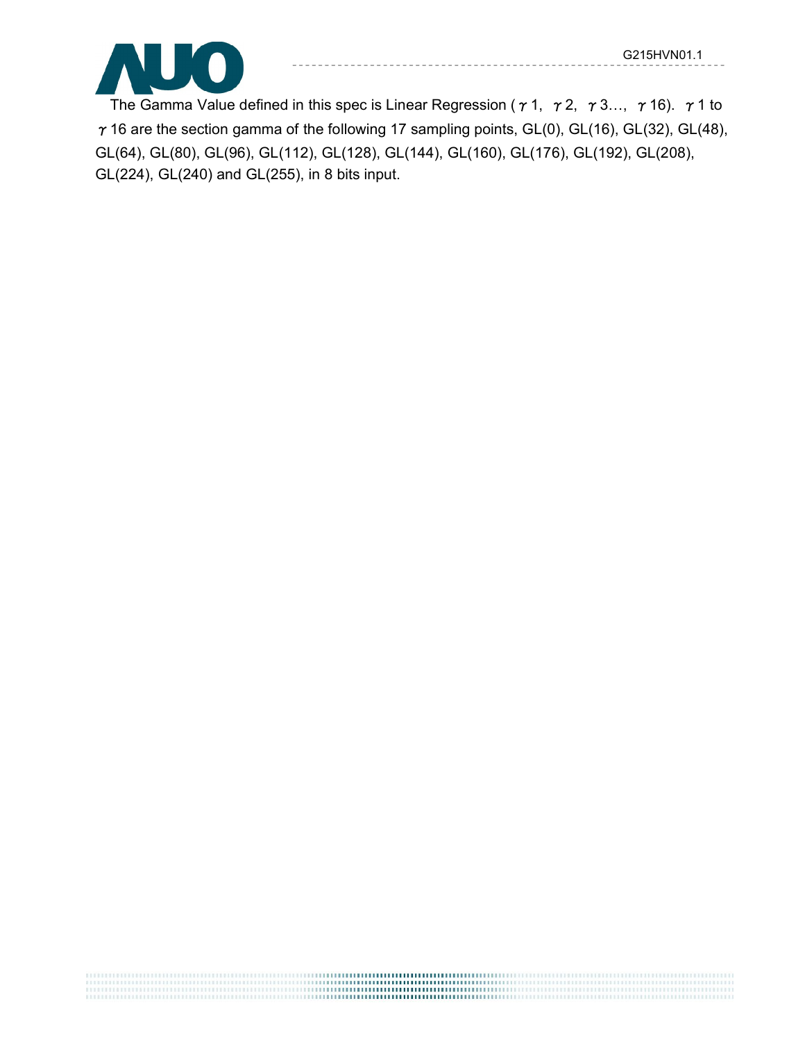The Gamma Value defined in this spec is Linear Regression ( $\gamma 1$, $\gamma 2$, $\gamma 3$…, $\gamma 16$). $\gamma 1$ to $\gamma 16$ are the section gamma of the following 17 sampling points, GL(0), GL(16), GL(32), GL(48), GL(64), GL(80), GL(96), GL(112), GL(128), GL(144), GL(160), GL(176), GL(192), GL(208), GL(224), GL(240) and GL(255), in 8 bits input.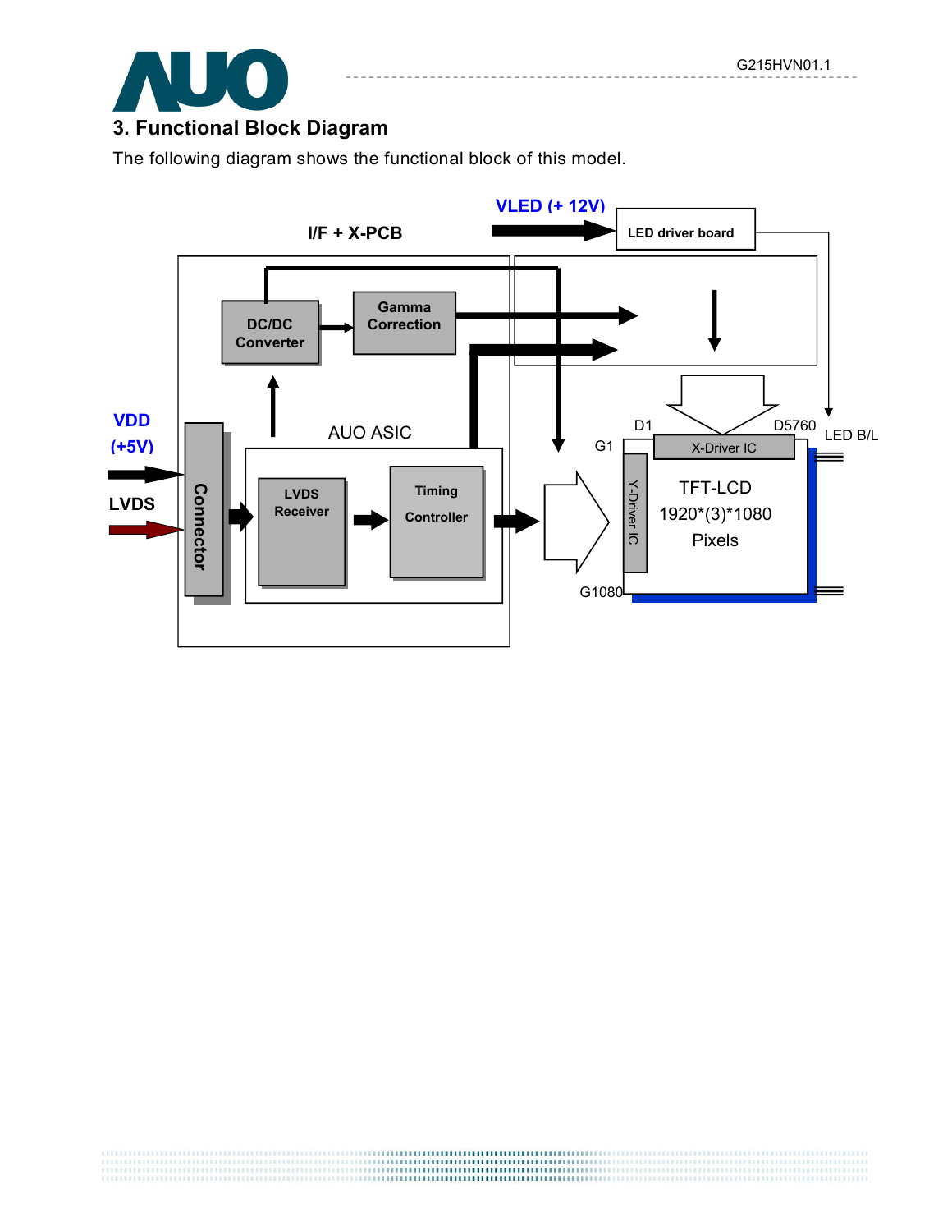## 3. Functional Block Diagram

The following diagram shows the functional block of this model.

I/F + X-PCB

VLED (+ 12V)

LED driver board

DC/DC Converter

Gamma Correction

AUO ASIC

LVDS Receiver

Timing Controller

Connector

VDD (+5V)

LVDS

D1 D5760

G1

G1080

X-Driver IC

Y-Driver IC

TFT-LCD 1920*(3)*1080 Pixels

LED B/L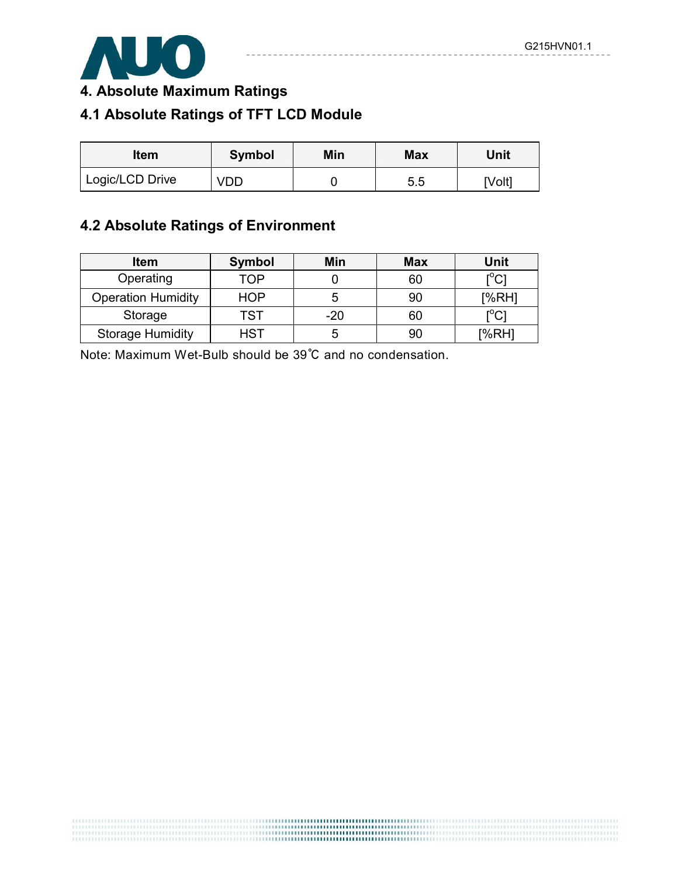# 4. Absolute Maximum Ratings

## 4.1 Absolute Ratings of TFT LCD Module

| Item | Symbol | Min | Max | Unit |
|---|---|---|---|---|
| Logic/LCD Drive | VDD | 0 | 5.5 | [Volt] |

## 4.2 Absolute Ratings of Environment

| Item | Symbol | Min | Max | Unit |
|---|---|---|---|---|
| Operating | TOP | 0 | 60 | [$^{o}$C] |
| Operation Humidity | HOP | 5 | 90 | [%RH] |
| Storage | TST | -20 | 60 | [$^{o}$C] |
| Storage Humidity | HST | 5 | 90 | [%RH] |

Note: Maximum Wet-Bulb should be 39℃ and no condensation.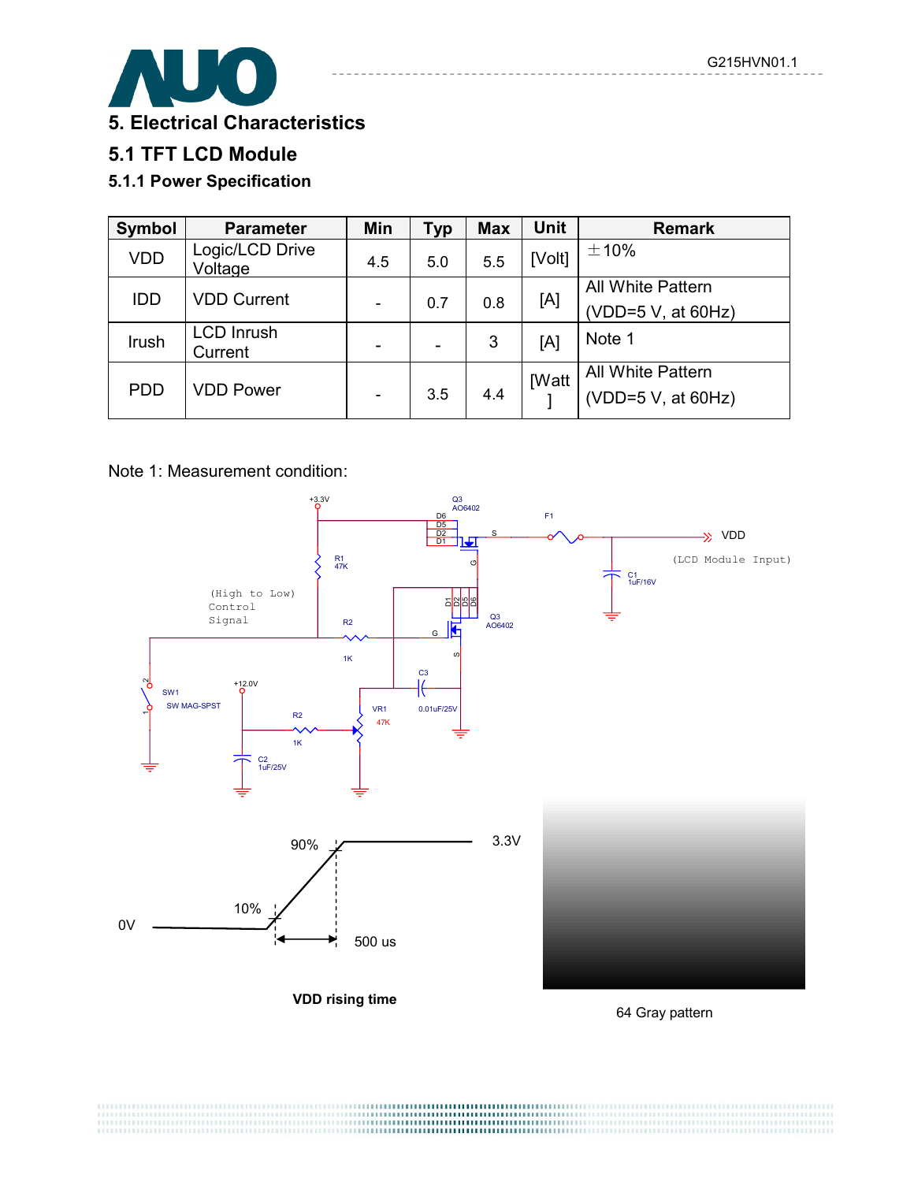# 5. Electrical Characteristics

## 5.1 TFT LCD Module

### 5.1.1 Power Specification

| Symbol | Parameter | Min | Typ | Max | Unit | Remark |
|---|---|---|---|---|---|---|
| VDD | Logic/LCD Drive Voltage | 4.5 | 5.0 | 5.5 | [Volt] | ±10% |
| IDD | VDD Current | - | 0.7 | 0.8 | [A] | All White Pattern (VDD=5 V, at 60Hz) |
| Irush | LCD Inrush Current | - | - | 3 | [A] | Note 1 |
| PDD | VDD Power | - | 3.5 | 4.4 | [Watt] | All White Pattern (VDD=5 V, at 60Hz) |

Note 1: Measurement condition:

+3.3V, Q3 AO6402, F1, VDD (LCD Module Input), C1 1uF/16V, R1 47K, (High to Low) Control Signal, R2 1K, Q3 AO6402, C3 0.01uF/25V, SW1 SW MAG-SPST, +12.0V, R2 1K, VR1 47K, C2 1uF/25V

90%, 3.3V, 10%, 0V, 500 us

**VDD rising time**

64 Gray pattern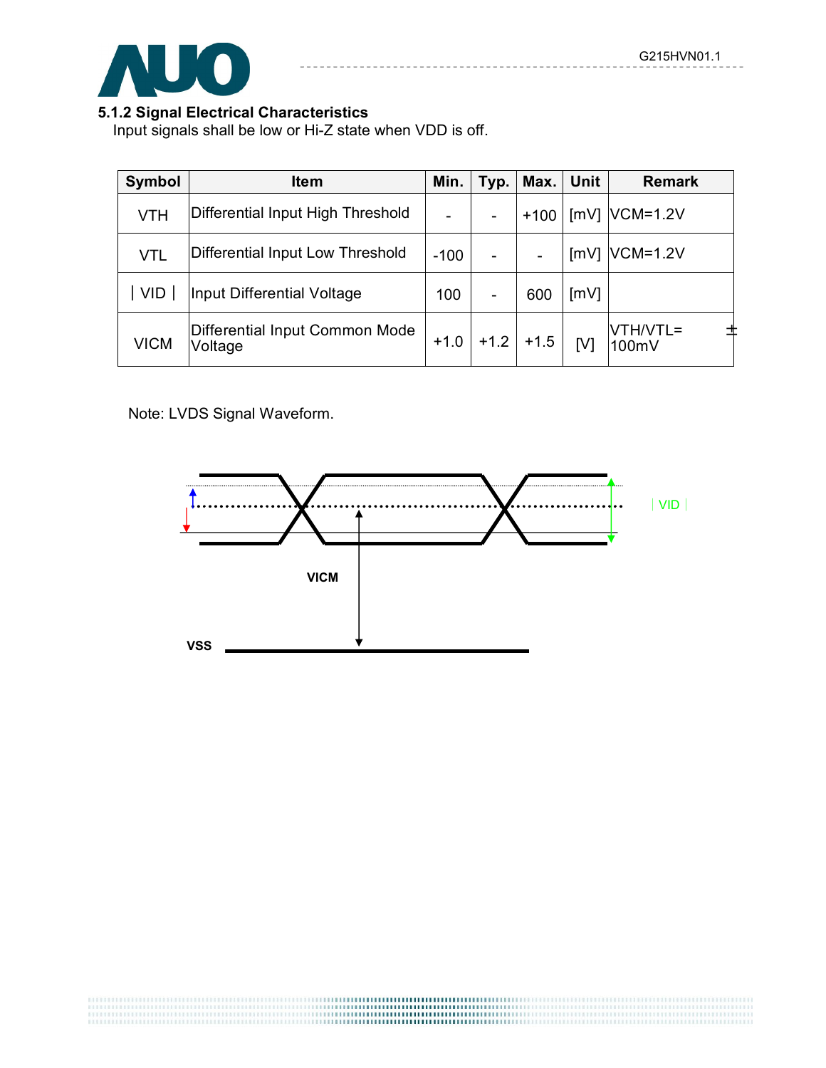### 5.1.2 Signal Electrical Characteristics

Input signals shall be low or Hi-Z state when VDD is off.

| Symbol | Item | Min. | Typ. | Max. | Unit | Remark |
|---|---|---|---|---|---|---|
| VTH | Differential Input High Threshold | - | - | +100 | [mV] | VCM=1.2V |
| VTL | Differential Input Low Threshold | -100 | - | - | [mV] | VCM=1.2V |
| ∣VID∣ | Input Differential Voltage | 100 | - | 600 | [mV] | |
| VICM | Differential Input Common Mode Voltage | +1.0 | +1.2 | +1.5 | [V] | VTH/VTL= ±100mV |

Note: LVDS Signal Waveform.

∣VID∣

VICM

VSS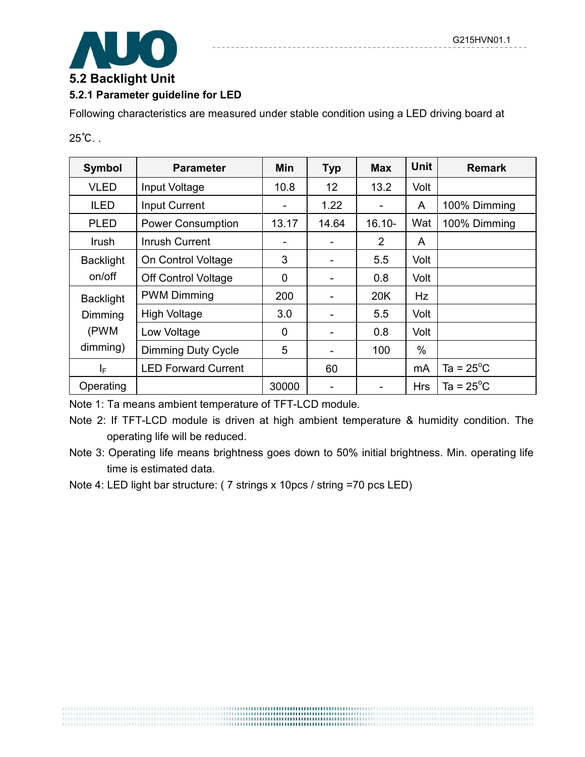## 5.2 Backlight Unit

### 5.2.1 Parameter guideline for LED

Following characteristics are measured under stable condition using a LED driving board at 25℃. .

| Symbol | Parameter | Min | Typ | Max | Unit | Remark |
|---|---|---|---|---|---|---|
| VLED | Input Voltage | 10.8 | 12 | 13.2 | Volt | |
| ILED | Input Current | - | 1.22 | - | A | 100% Dimming |
| PLED | Power Consumption | 13.17 | 14.64 | 16.10- | Wat | 100% Dimming |
| Irush | Inrush Current | - | - | 2 | A | |
| Backlight on/off | On Control Voltage | 3 | - | 5.5 | Volt | |
| | Off Control Voltage | 0 | - | 0.8 | Volt | |
| Backlight Dimming (PWM dimming) | PWM Dimming | 200 | - | 20K | Hz | |
| | High Voltage | 3.0 | - | 5.5 | Volt | |
| | Low Voltage | 0 | - | 0.8 | Volt | |
| | Dimming Duty Cycle | 5 | - | 100 | % | |
| $I_F$ | LED Forward Current | | 60 | | mA | Ta = 25°C |
| Operating | | 30000 | - | - | Hrs | Ta = 25°C |

Note 1: Ta means ambient temperature of TFT-LCD module.

Note 2: If TFT-LCD module is driven at high ambient temperature & humidity condition. The operating life will be reduced.

Note 3: Operating life means brightness goes down to 50% initial brightness. Min. operating life time is estimated data.

Note 4: LED light bar structure: ( 7 strings x 10pcs / string =70 pcs LED)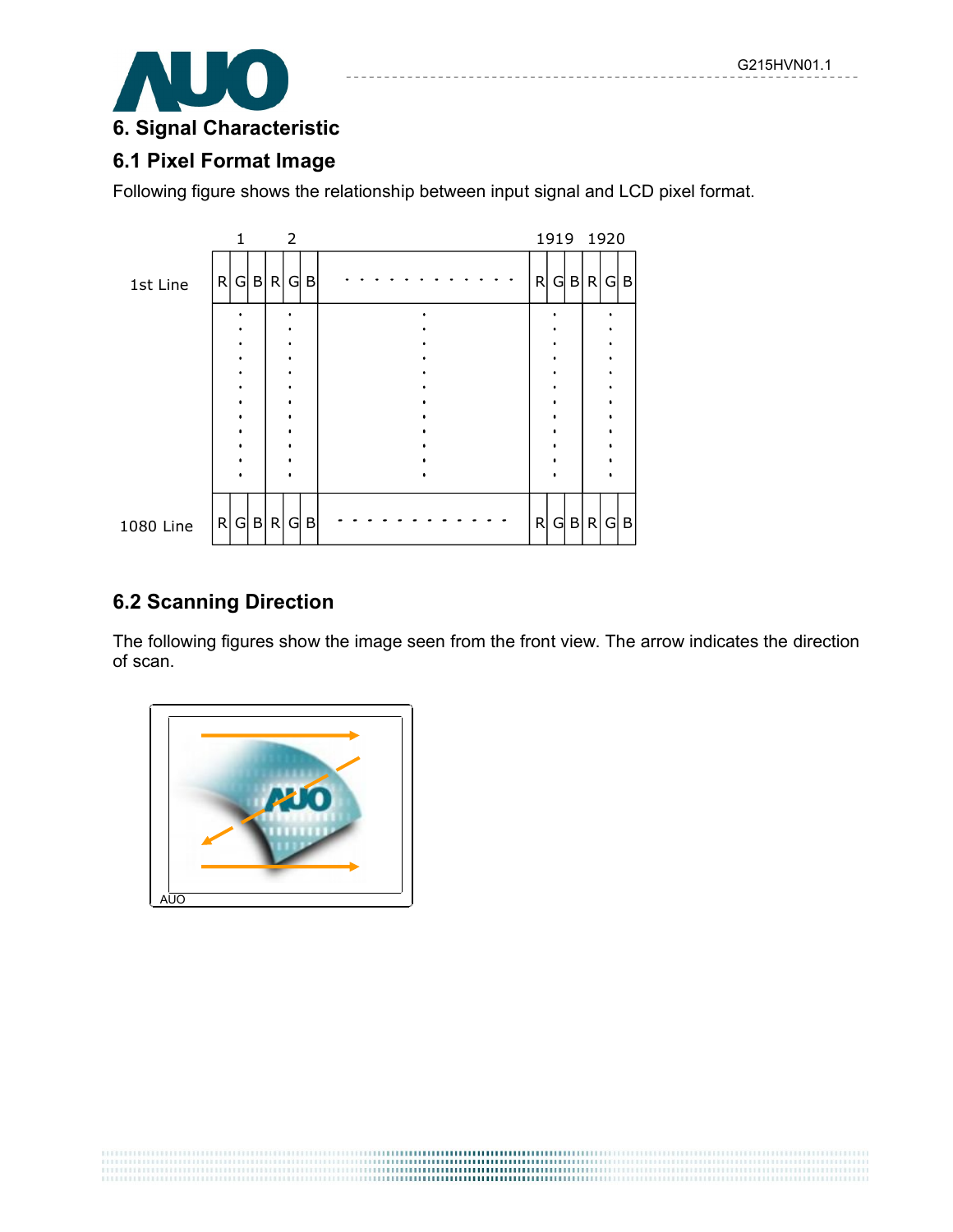# 6. Signal Characteristic

## 6.1 Pixel Format Image

Following figure shows the relationship between input signal and LCD pixel format.

|  | 1 | 2 |  | 1919 | 1920 |
|---|---|---|---|---|---|
| 1st Line | R G B | R G B | . . . . . . . . . . . . | R G B | R G B |
|  | . | . | . | . | . |
| 1080 Line | R G B | R G B | . . . . . . . . . . . . | R G B | R G B |

## 6.2 Scanning Direction

The following figures show the image seen from the front view. The arrow indicates the direction of scan.

AUO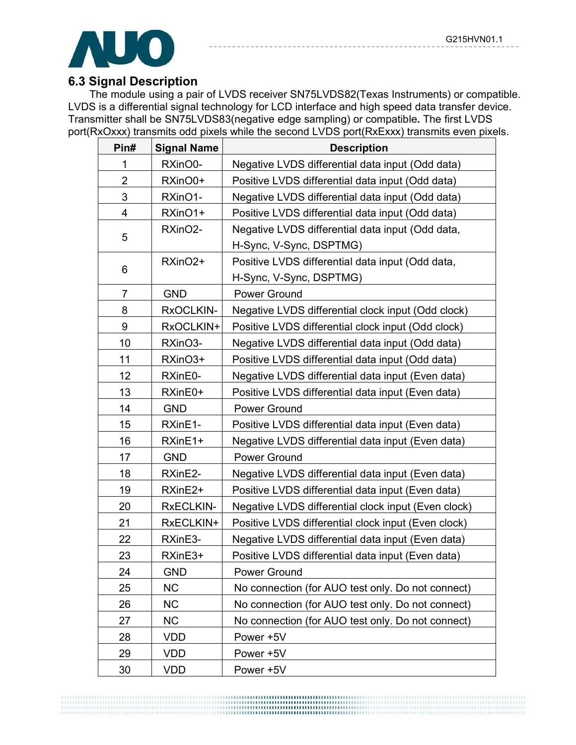### 6.3 Signal Description

The module using a pair of LVDS receiver SN75LVDS82(Texas Instruments) or compatible. LVDS is a differential signal technology for LCD interface and high speed data transfer device. Transmitter shall be SN75LVDS83(negative edge sampling) or compatible**.** The first LVDS port(RxOxxx) transmits odd pixels while the second LVDS port(RxExxx) transmits even pixels.

| Pin# | Signal Name | Description |
|---|---|---|
| 1 | RXinO0- | Negative LVDS differential data input (Odd data) |
| 2 | RXinO0+ | Positive LVDS differential data input (Odd data) |
| 3 | RXinO1- | Negative LVDS differential data input (Odd data) |
| 4 | RXinO1+ | Positive LVDS differential data input (Odd data) |
| 5 | RXinO2- | Negative LVDS differential data input (Odd data, H-Sync, V-Sync, DSPTMG) |
| 6 | RXinO2+ | Positive LVDS differential data input (Odd data, H-Sync, V-Sync, DSPTMG) |
| 7 | GND | Power Ground |
| 8 | RxOCLKIN- | Negative LVDS differential clock input (Odd clock) |
| 9 | RxOCLKIN+ | Positive LVDS differential clock input (Odd clock) |
| 10 | RXinO3- | Negative LVDS differential data input (Odd data) |
| 11 | RXinO3+ | Positive LVDS differential data input (Odd data) |
| 12 | RXinE0- | Negative LVDS differential data input (Even data) |
| 13 | RXinE0+ | Positive LVDS differential data input (Even data) |
| 14 | GND | Power Ground |
| 15 | RXinE1- | Positive LVDS differential data input (Even data) |
| 16 | RXinE1+ | Negative LVDS differential data input (Even data) |
| 17 | GND | Power Ground |
| 18 | RXinE2- | Negative LVDS differential data input (Even data) |
| 19 | RXinE2+ | Positive LVDS differential data input (Even data) |
| 20 | RxECLKIN- | Negative LVDS differential clock input (Even clock) |
| 21 | RxECLKIN+ | Positive LVDS differential clock input (Even clock) |
| 22 | RXinE3- | Negative LVDS differential data input (Even data) |
| 23 | RXinE3+ | Positive LVDS differential data input (Even data) |
| 24 | GND | Power Ground |
| 25 | NC | No connection (for AUO test only. Do not connect) |
| 26 | NC | No connection (for AUO test only. Do not connect) |
| 27 | NC | No connection (for AUO test only. Do not connect) |
| 28 | VDD | Power +5V |
| 29 | VDD | Power +5V |
| 30 | VDD | Power +5V |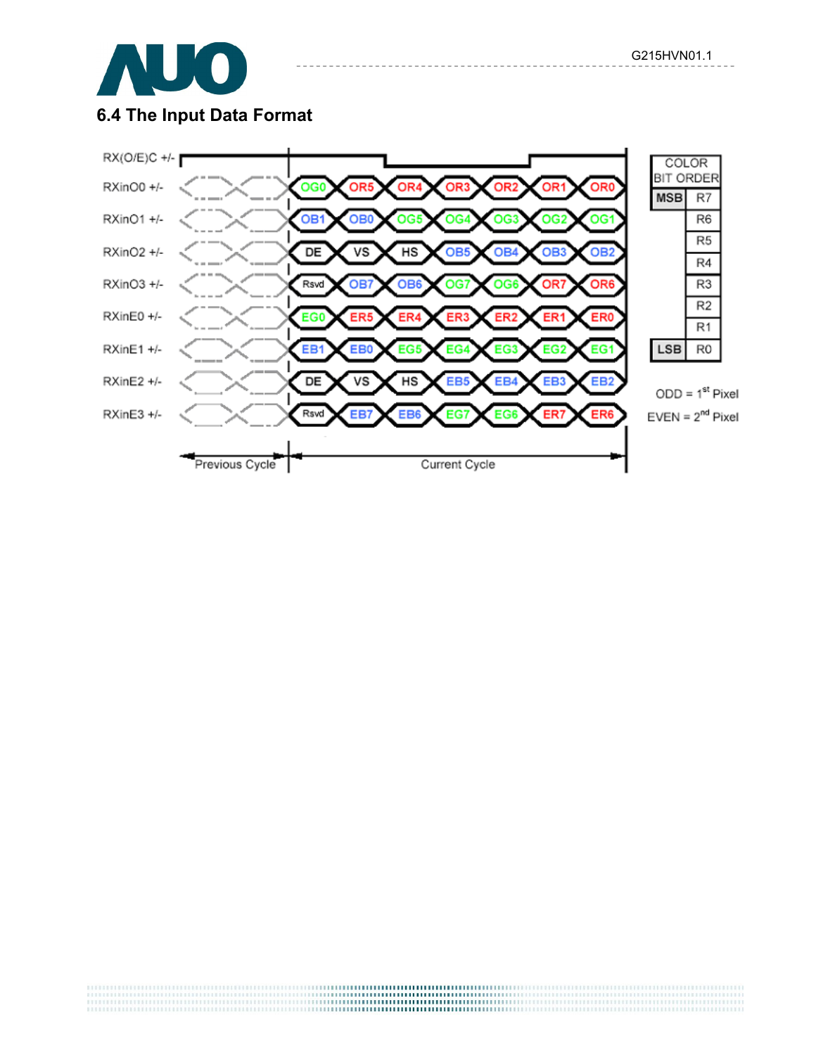## 6.4 The Input Data Format

| Signal | Current Cycle | | | | | | |
|---|---|---|---|---|---|---|---|
| RXinO0 +/- | OG0 | OR5 | OR4 | OR3 | OR2 | OR1 | OR0 |
| RXinO1 +/- | OB1 | OB0 | OG5 | OG4 | OG3 | OG2 | OG1 |
| RXinO2 +/- | DE | VS | HS | OB5 | OB4 | OB3 | OB2 |
| RXinO3 +/- | Rsvd | OB7 | OB6 | OG7 | OG6 | OR7 | OR6 |
| RXinE0 +/- | EG0 | ER5 | ER4 | ER3 | ER2 | ER1 | ER0 |
| RXinE1 +/- | EB1 | EB0 | EG5 | EG4 | EG3 | EG2 | EG1 |
| RXinE2 +/- | DE | VS | HS | EB5 | EB4 | EB3 | EB2 |
| RXinE3 +/- | Rsvd | EB7 | EB6 | EG7 | EG6 | ER7 | ER6 |

RX(O/E)C +/-

Previous Cycle | Current Cycle

| COLOR BIT ORDER | |
|---|---|
| MSB | R7 |
| | R6 |
| | R5 |
| | R4 |
| | R3 |
| | R2 |
| | R1 |
| LSB | R0 |

ODD = 1st Pixel

EVEN = 2nd Pixel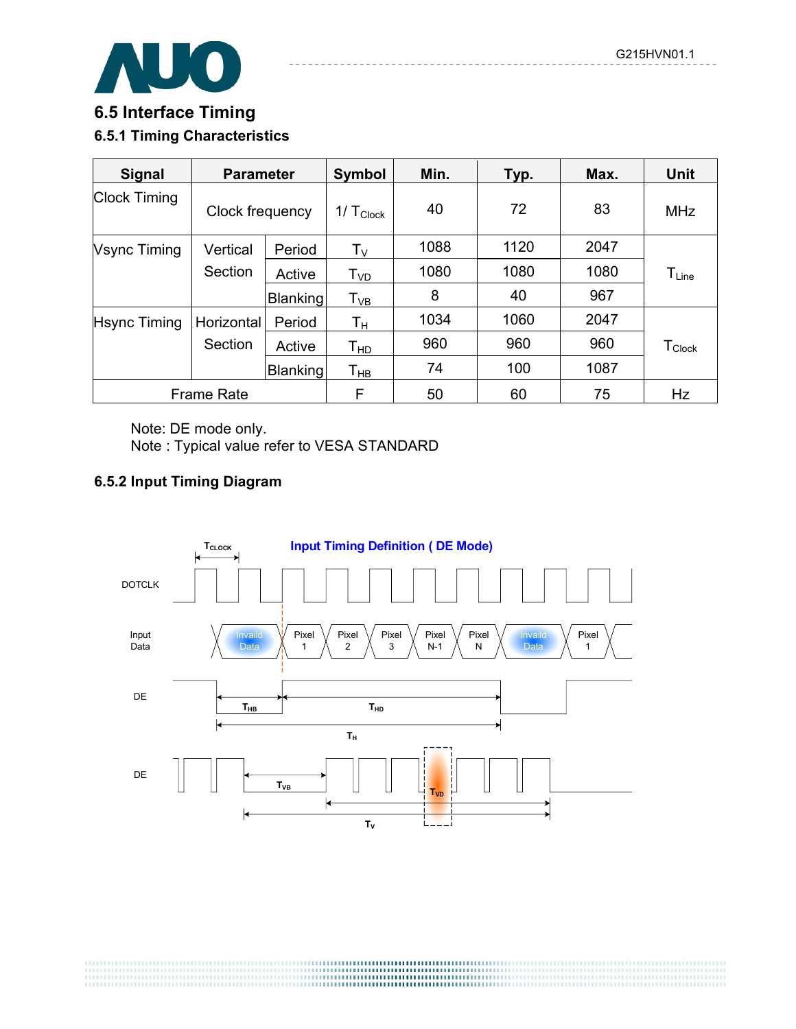## 6.5 Interface Timing

### 6.5.1 Timing Characteristics

| Signal | Parameter | | Symbol | Min. | Typ. | Max. | Unit |
|---|---|---|---|---|---|---|---|
| Clock Timing | Clock frequency | | $1/T_{Clock}$ | 40 | 72 | 83 | MHz |
| Vsync Timing | Vertical Section | Period | $T_V$ | 1088 | 1120 | 2047 | $T_{Line}$ |
| | | Active | $T_{VD}$ | 1080 | 1080 | 1080 | |
| | | Blanking | $T_{VB}$ | 8 | 40 | 967 | |
| Hsync Timing | Horizontal Section | Period | $T_H$ | 1034 | 1060 | 2047 | $T_{Clock}$ |
| | | Active | $T_{HD}$ | 960 | 960 | 960 | |
| | | Blanking | $T_{HB}$ | 74 | 100 | 1087 | |
| Frame Rate | | | F | 50 | 60 | 75 | Hz |

Note: DE mode only.
Note : Typical value refer to VESA STANDARD

### 6.5.2 Input Timing Diagram

Input Timing Definition ( DE Mode)

DOTCLK

Input Data: Invalid Data, Pixel 1, Pixel 2, Pixel 3, Pixel N-1, Pixel N, Invalid Data, Pixel 1

DE: $T_{HB}$, $T_{HD}$, $T_H$

DE: $T_{VB}$, $T_{VD}$, $T_V$

$T_{CLOCK}$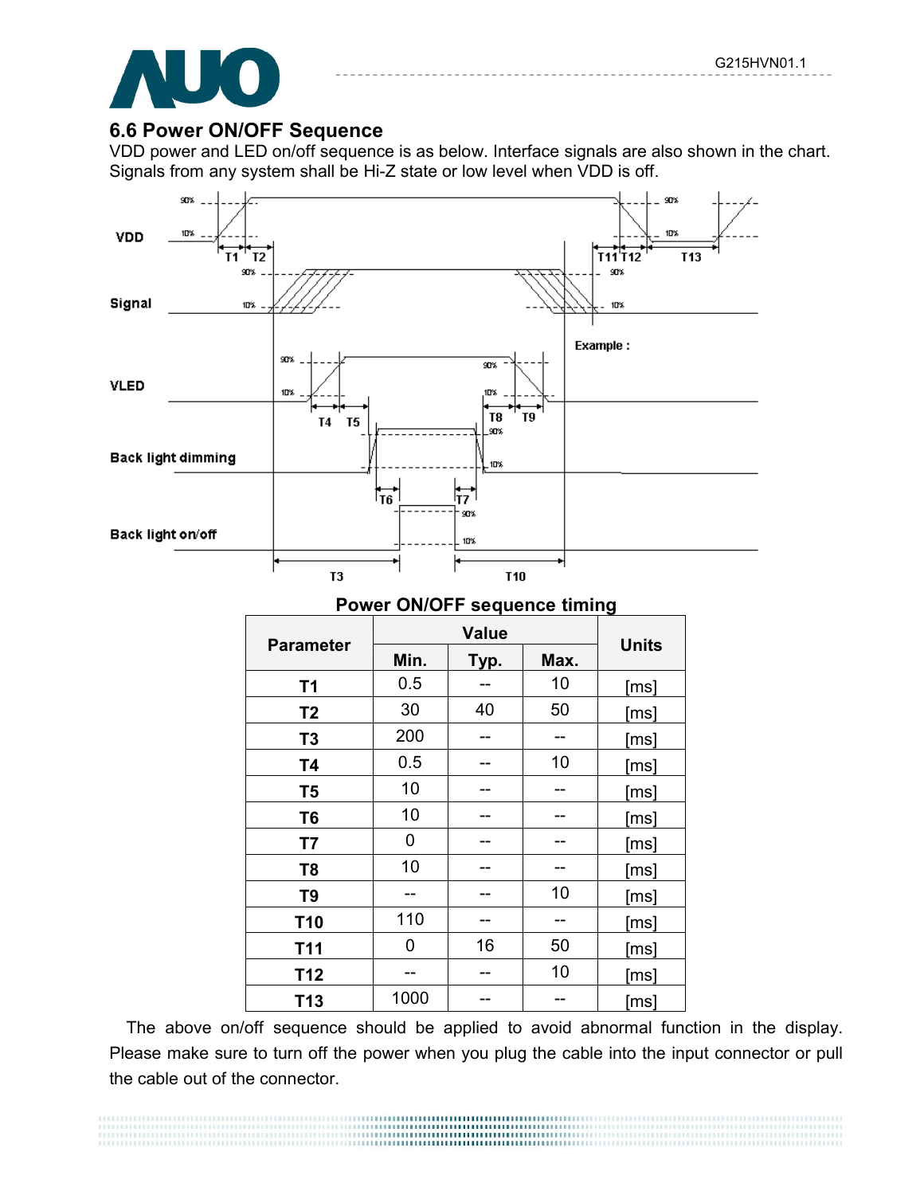## 6.6 Power ON/OFF Sequence

VDD power and LED on/off sequence is as below. Interface signals are also shown in the chart. Signals from any system shall be Hi-Z state or low level when VDD is off.

**Power ON/OFF sequence timing**

| Parameter | Value | | | Units |
|---|---|---|---|---|
| | Min. | Typ. | Max. | |
| T1 | 0.5 | -- | 10 | [ms] |
| T2 | 30 | 40 | 50 | [ms] |
| T3 | 200 | -- | -- | [ms] |
| T4 | 0.5 | -- | 10 | [ms] |
| T5 | 10 | -- | -- | [ms] |
| T6 | 10 | -- | -- | [ms] |
| T7 | 0 | -- | -- | [ms] |
| T8 | 10 | -- | -- | [ms] |
| T9 | -- | -- | 10 | [ms] |
| T10 | 110 | -- | -- | [ms] |
| T11 | 0 | 16 | 50 | [ms] |
| T12 | -- | -- | 10 | [ms] |
| T13 | 1000 | -- | -- | [ms] |

The above on/off sequence should be applied to avoid abnormal function in the display. Please make sure to turn off the power when you plug the cable into the input connector or pull the cable out of the connector.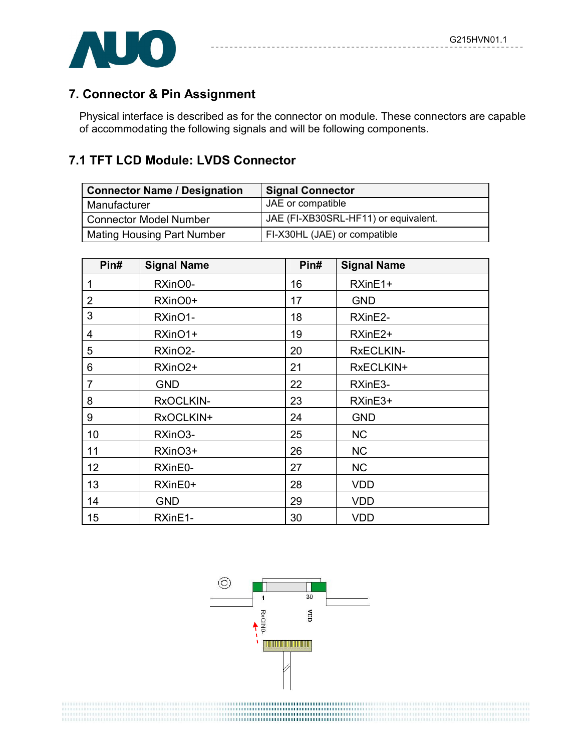## 7. Connector & Pin Assignment

Physical interface is described as for the connector on module. These connectors are capable of accommodating the following signals and will be following components.

### 7.1 TFT LCD Module: LVDS Connector

| Connector Name / Designation | Signal Connector |
|---|---|
| Manufacturer | JAE or compatible |
| Connector Model Number | JAE (FI-XB30SRL-HF11) or equivalent. |
| Mating Housing Part Number | FI-X30HL (JAE) or compatible |

| Pin# | Signal Name | Pin# | Signal Name |
|---|---|---|---|
| 1 | RXinO0- | 16 | RXinE1+ |
| 2 | RXinO0+ | 17 | GND |
| 3 | RXinO1- | 18 | RXinE2- |
| 4 | RXinO1+ | 19 | RXinE2+ |
| 5 | RXinO2- | 20 | RxECLKIN- |
| 6 | RXinO2+ | 21 | RxECLKIN+ |
| 7 | GND | 22 | RXinE3- |
| 8 | RxOCLKIN- | 23 | RXinE3+ |
| 9 | RxOCLKIN+ | 24 | GND |
| 10 | RXinO3- | 25 | NC |
| 11 | RXinO3+ | 26 | NC |
| 12 | RXinE0- | 27 | NC |
| 13 | RXinE0+ | 28 | VDD |
| 14 | GND | 29 | VDD |
| 15 | RXinE1- | 30 | VDD |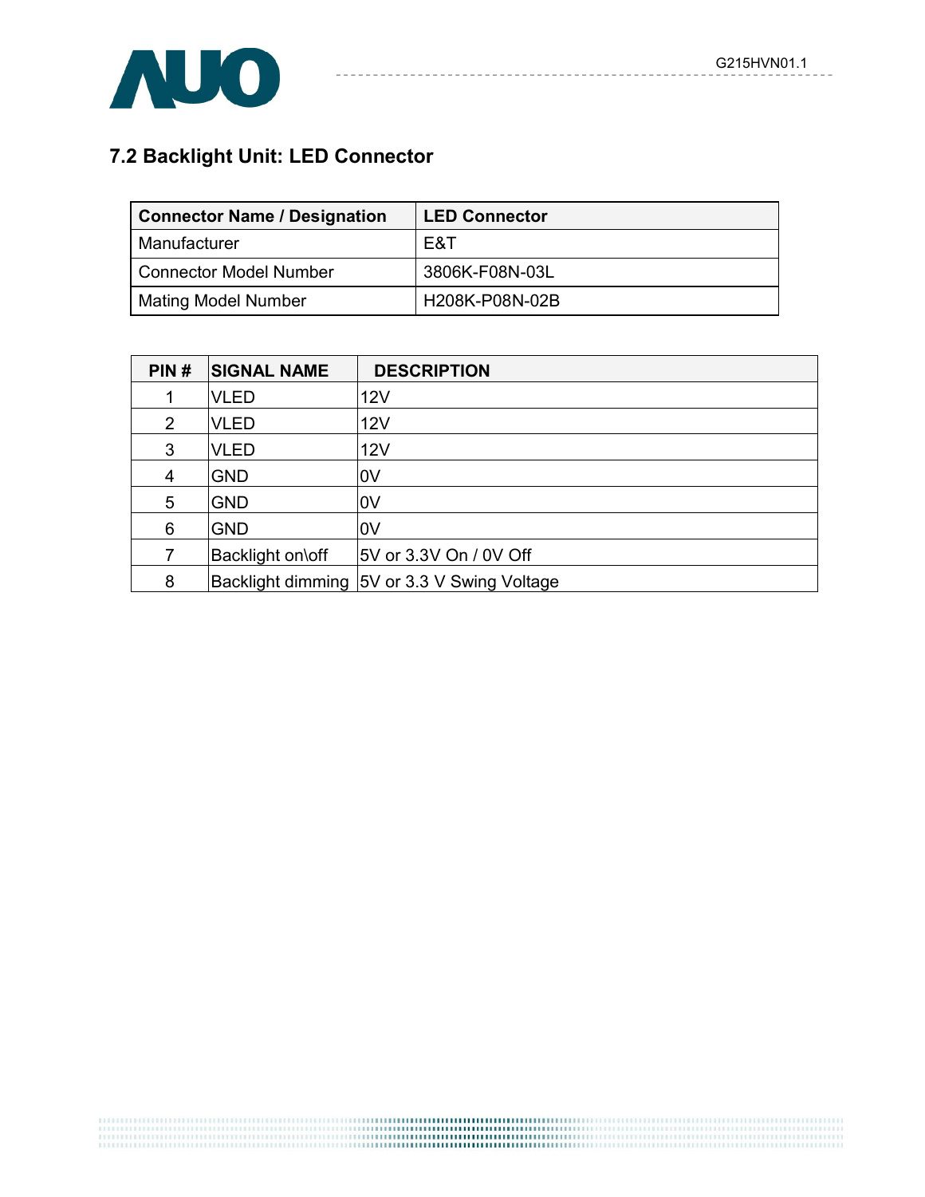## 7.2 Backlight Unit: LED Connector

| Connector Name / Designation | LED Connector |
|---|---|
| Manufacturer | E&T |
| Connector Model Number | 3806K-F08N-03L |
| Mating Model Number | H208K-P08N-02B |

| PIN # | SIGNAL NAME | DESCRIPTION |
|---|---|---|
| 1 | VLED | 12V |
| 2 | VLED | 12V |
| 3 | VLED | 12V |
| 4 | GND | 0V |
| 5 | GND | 0V |
| 6 | GND | 0V |
| 7 | Backlight on\off | 5V or 3.3V On / 0V Off |
| 8 | Backlight dimming | 5V or 3.3 V Swing Voltage |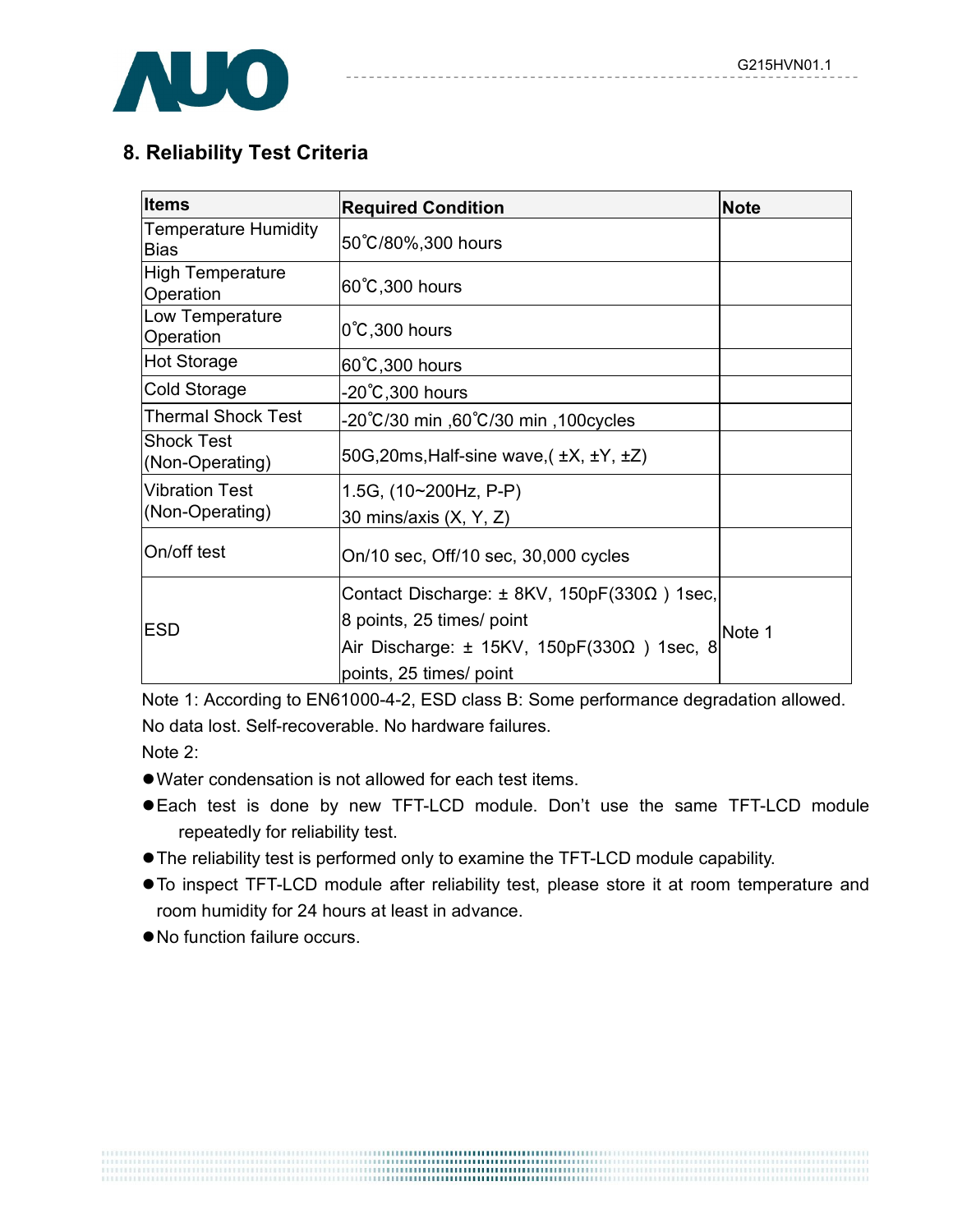## 8. Reliability Test Criteria

| Items | Required Condition | Note |
|---|---|---|
| Temperature Humidity Bias | 50℃/80%,300 hours | |
| High Temperature Operation | 60℃,300 hours | |
| Low Temperature Operation | 0℃,300 hours | |
| Hot Storage | 60℃,300 hours | |
| Cold Storage | -20℃,300 hours | |
| Thermal Shock Test | -20℃/30 min ,60℃/30 min ,100cycles | |
| Shock Test (Non-Operating) | 50G,20ms,Half-sine wave,( ±X, ±Y, ±Z) | |
| Vibration Test (Non-Operating) | 1.5G, (10~200Hz, P-P) 30 mins/axis (X, Y, Z) | |
| On/off test | On/10 sec, Off/10 sec, 30,000 cycles | |
| ESD | Contact Discharge: ± 8KV, 150pF(330Ω ) 1sec, 8 points, 25 times/ point<br>Air Discharge: ± 15KV, 150pF(330Ω ) 1sec, 8 points, 25 times/ point | Note 1 |

Note 1: According to EN61000-4-2, ESD class B: Some performance degradation allowed. No data lost. Self-recoverable. No hardware failures.

Note 2:

- Water condensation is not allowed for each test items.
- Each test is done by new TFT-LCD module. Don't use the same TFT-LCD module repeatedly for reliability test.
- The reliability test is performed only to examine the TFT-LCD module capability.
- To inspect TFT-LCD module after reliability test, please store it at room temperature and room humidity for 24 hours at least in advance.
- No function failure occurs.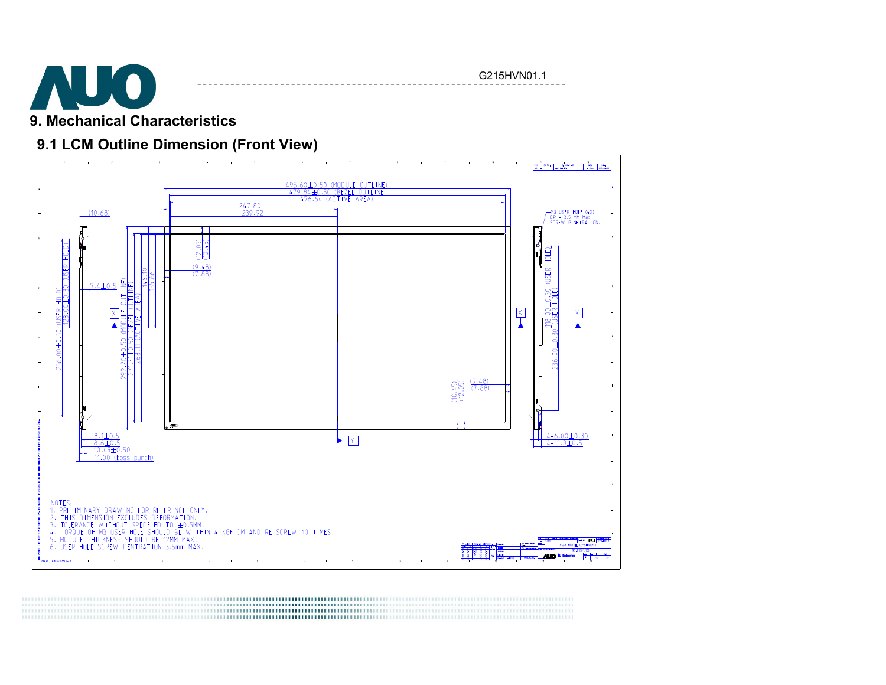# 9. Mechanical Characteristics

## 9.1 LCM Outline Dimension (Front View)

495.60±0.50 (MODULE OUTLINE)
479.84±0.50 (BEZEL OUTLINE)
476.64 (ACTIVE AREA)
247.80
239.92
(10.68)
M3 USER HOLE (4X)
DP : 3.5 MM Max
SCREW PENETRATION.
(12.05)
(10.45)
(9.48)
(7.88)
146.10
135.66
7.4±0.5
256.00±0.30 (USER HOLD)
128.00±0.10 (USER HOLD)
292.20±0.50 (MODULE OUTLINE)
271.31±0.50 (BEZEL OUTLINE)
268.11 (ACTIVE AREA)
118.00±0.30 (USER HOLE)
236.00±0.30 (USER HOLE)
(9.48)
(7.88)
(10.45)
(12.05)
8.1±0.5
8.6±0.5
10.45±0.50
11.00 (boss punch)
4-6.00±0.30
4-11.0±0.5

NOTES:
1. PRELIMINARY DRAWING FOR REFERENCE ONLY.
2. THIS DIMENSION EXCLUDES DEFORMATION.
3. TOLERANCE WITHOUT SPECIFID TO ±0.5MM.
4. TORQUE OF M3 USER HOLE SHOULD BE WITHIN 4 KGF-CM AND RE-SCREW 10 TIMES.
5. MODULE THICKNESS SHOULD BE 12MM MAX.
6. USER HOLE SCREW PENTRATION 3.5mm MAX.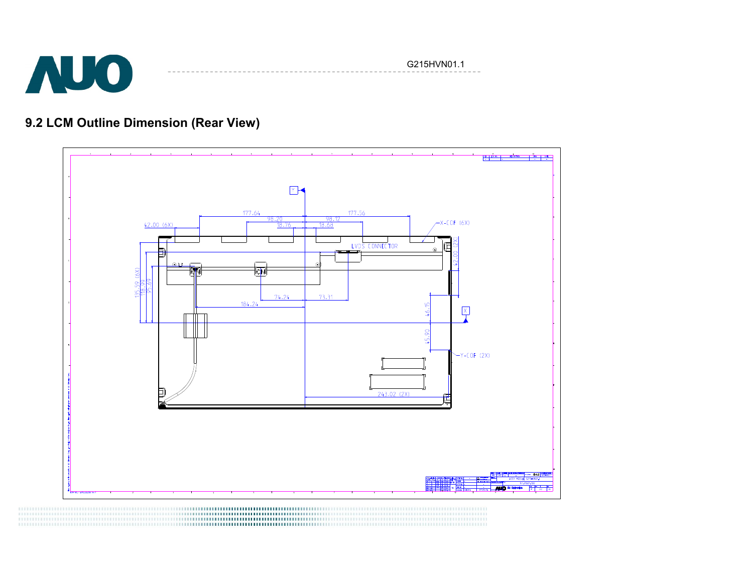## 9.2 LCM Outline Dimension (Rear View)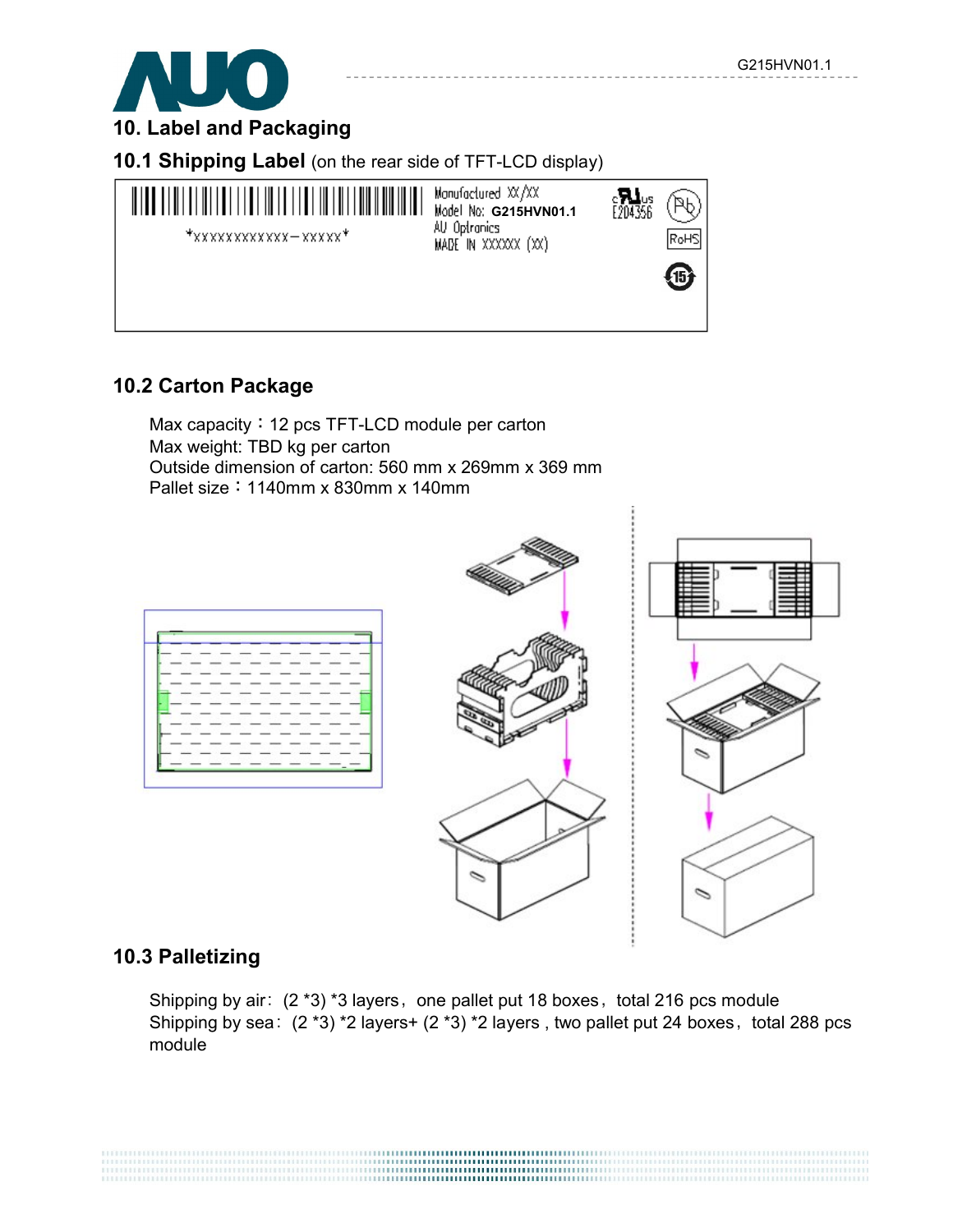# 10. Label and Packaging

## 10.1 Shipping Label (on the rear side of TFT-LCD display)

\*XXXXXXXXXXXX－XXXXX\*

Manufactured XX/XX
Model No: **G215HVN01.1**
AU Optronics
MADE IN XXXXXX (XX)

E204356

RoHS

## 10.2 Carton Package

Max capacity：12 pcs TFT-LCD module per carton
Max weight: TBD kg per carton
Outside dimension of carton: 560 mm x 269mm x 369 mm
Pallet size：1140mm x 830mm x 140mm

## 10.3 Palletizing

Shipping by air: (2 \*3) \*3 layers，one pallet put 18 boxes，total 216 pcs module
Shipping by sea: (2 \*3) \*2 layers+ (2 \*3) \*2 layers , two pallet put 24 boxes，total 288 pcs module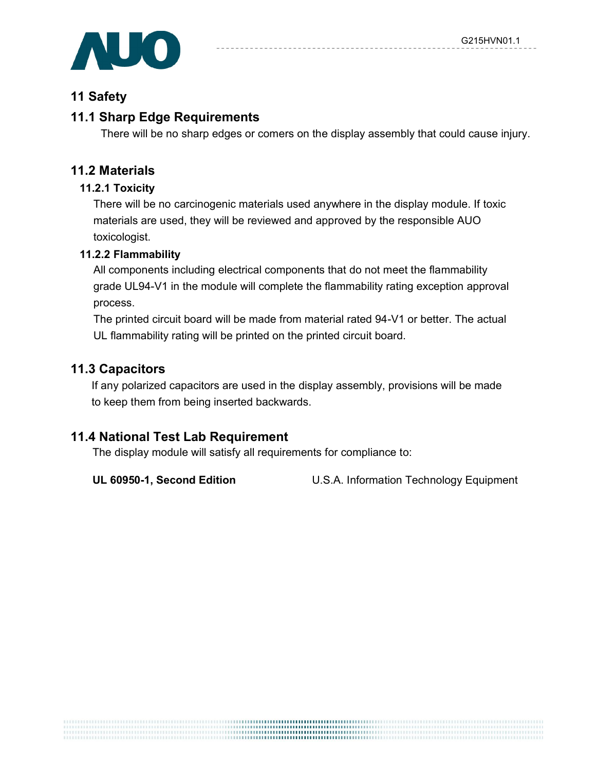# 11 Safety

## 11.1 Sharp Edge Requirements

There will be no sharp edges or comers on the display assembly that could cause injury.

## 11.2 Materials

### 11.2.1 Toxicity

There will be no carcinogenic materials used anywhere in the display module. If toxic materials are used, they will be reviewed and approved by the responsible AUO toxicologist.

### 11.2.2 Flammability

All components including electrical components that do not meet the flammability grade UL94-V1 in the module will complete the flammability rating exception approval process.

The printed circuit board will be made from material rated 94-V1 or better. The actual UL flammability rating will be printed on the printed circuit board.

## 11.3 Capacitors

If any polarized capacitors are used in the display assembly, provisions will be made to keep them from being inserted backwards.

## 11.4 National Test Lab Requirement

The display module will satisfy all requirements for compliance to:

**UL 60950-1, Second Edition** U.S.A. Information Technology Equipment